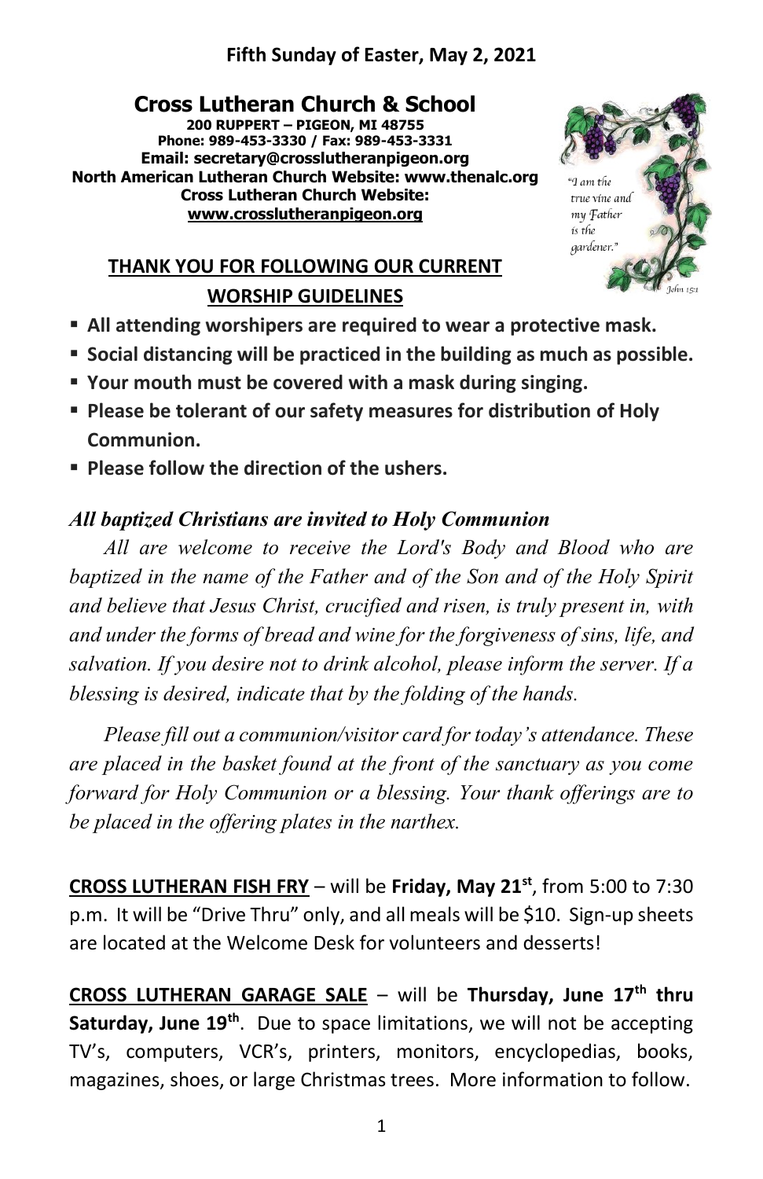**Fifth Sunday of Easter, May 2, 2021**

# Cross Lutheran Church & School

**200 RUPPERT – PIGEON, MI 48755**
**Phone: 989-453-3330 / Fax: 989-453-3331**
**Email: secretary@crosslutheranpigeon.org**
**North American Lutheran Church Website: www.thenalc.org**
**Cross Lutheran Church Website:**
**www.crosslutheranpigeon.org**

*"I am the true vine and my Father is the gardener."* John 15:1

## THANK YOU FOR FOLLOWING OUR CURRENT WORSHIP GUIDELINES

- **All attending worshipers are required to wear a protective mask.**
- **Social distancing will be practiced in the building as much as possible.**
- **Your mouth must be covered with a mask during singing.**
- **Please be tolerant of our safety measures for distribution of Holy Communion.**
- **Please follow the direction of the ushers.**

### *All baptized Christians are invited to Holy Communion*

*All are welcome to receive the Lord's Body and Blood who are baptized in the name of the Father and of the Son and of the Holy Spirit and believe that Jesus Christ, crucified and risen, is truly present in, with and under the forms of bread and wine for the forgiveness of sins, life, and salvation. If you desire not to drink alcohol, please inform the server. If a blessing is desired, indicate that by the folding of the hands.*

*Please fill out a communion/visitor card for today's attendance. These are placed in the basket found at the front of the sanctuary as you come forward for Holy Communion or a blessing. Your thank offerings are to be placed in the offering plates in the narthex.*

**CROSS LUTHERAN FISH FRY** – will be **Friday, May 21st**, from 5:00 to 7:30 p.m. It will be "Drive Thru" only, and all meals will be $10. Sign-up sheets are located at the Welcome Desk for volunteers and desserts!

**CROSS LUTHERAN GARAGE SALE** – will be **Thursday, June 17th thru Saturday, June 19th**. Due to space limitations, we will not be accepting TV's, computers, VCR's, printers, monitors, encyclopedias, books, magazines, shoes, or large Christmas trees. More information to follow.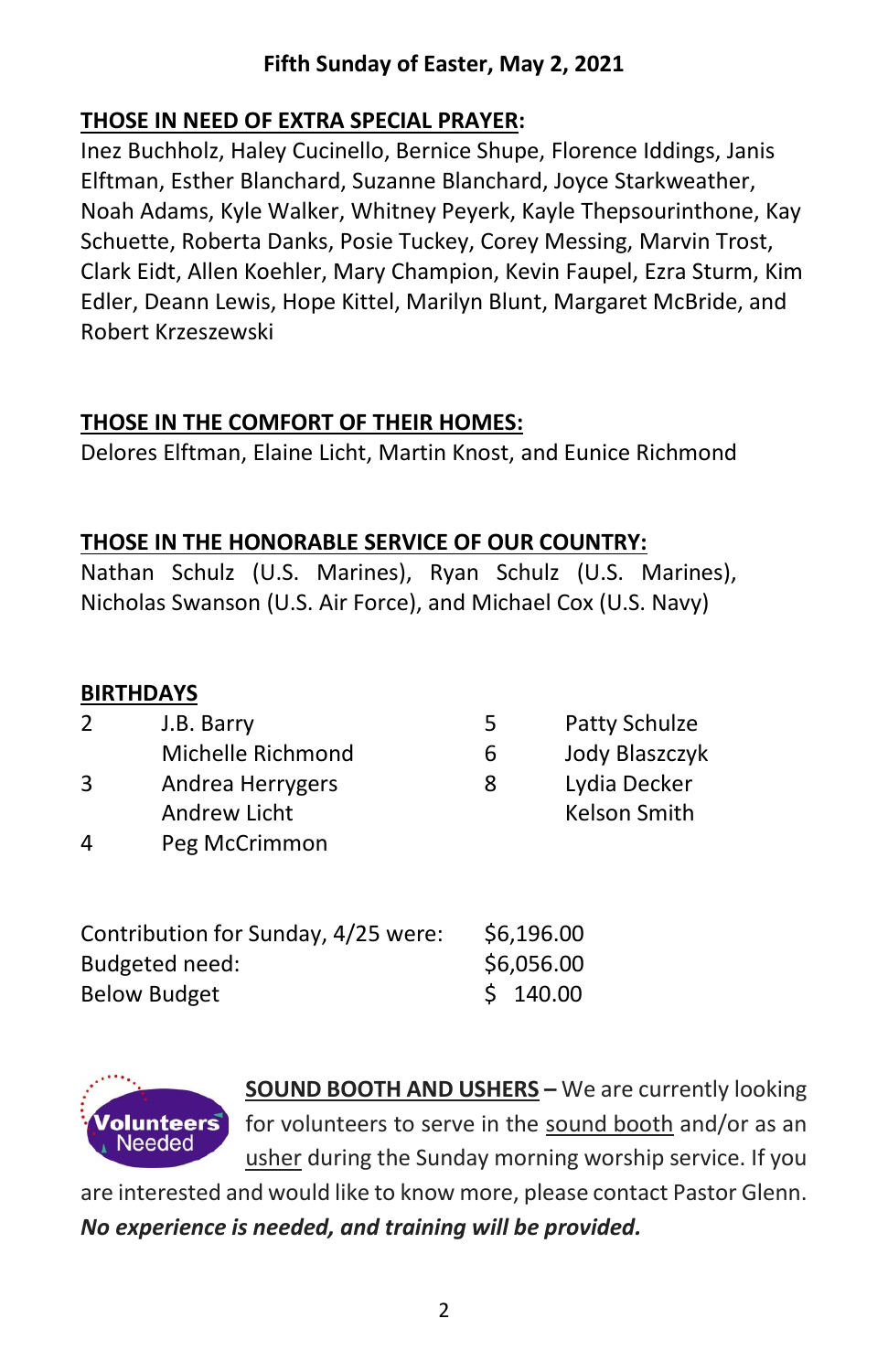**Fifth Sunday of Easter, May 2, 2021**

**THOSE IN NEED OF EXTRA SPECIAL PRAYER:**
Inez Buchholz, Haley Cucinello, Bernice Shupe, Florence Iddings, Janis Elftman, Esther Blanchard, Suzanne Blanchard, Joyce Starkweather, Noah Adams, Kyle Walker, Whitney Peyerk, Kayle Thepsourinthone, Kay Schuette, Roberta Danks, Posie Tuckey, Corey Messing, Marvin Trost, Clark Eidt, Allen Koehler, Mary Champion, Kevin Faupel, Ezra Sturm, Kim Edler, Deann Lewis, Hope Kittel, Marilyn Blunt, Margaret McBride, and Robert Krzeszewski

**THOSE IN THE COMFORT OF THEIR HOMES:**
Delores Elftman, Elaine Licht, Martin Knost, and Eunice Richmond

**THOSE IN THE HONORABLE SERVICE OF OUR COUNTRY:**
Nathan Schulz (U.S. Marines), Ryan Schulz (U.S. Marines), Nicholas Swanson (U.S. Air Force), and Michael Cox (U.S. Navy)

**BIRTHDAYS**

| | | | |
|---|---|---|---|
| 2 | J.B. Barry | 5 | Patty Schulze |
| | Michelle Richmond | 6 | Jody Blaszczyk |
| 3 | Andrea Herrygers | 8 | Lydia Decker |
| | Andrew Licht | | Kelson Smith |
| 4 | Peg McCrimmon | | |

| | |
|---|---|
| Contribution for Sunday, 4/25 were: | $6,196.00 |
| Budgeted need: | $6,056.00 |
| Below Budget | $ 140.00 |

Volunteers Needed

**SOUND BOOTH AND USHERS** – We are currently looking for volunteers to serve in the sound booth and/or as an usher during the Sunday morning worship service. If you are interested and would like to know more, please contact Pastor Glenn. ***No experience is needed, and training will be provided.***